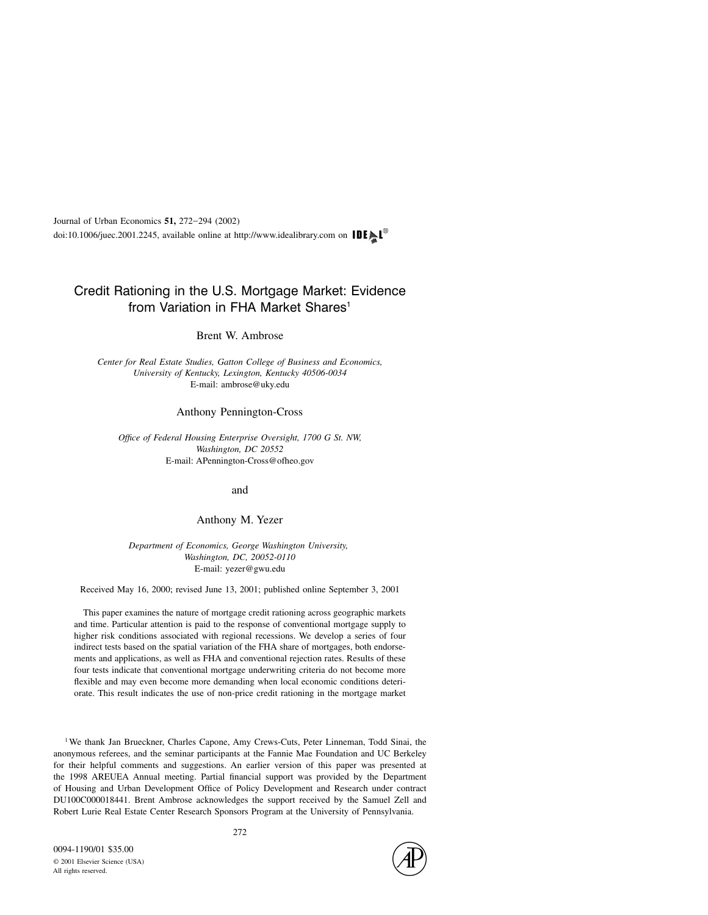Journal of Urban Economics **51,** 272–294 (2002)
doi:10.1006/juec.2001.2245, available online at http://www.idealibrary.com on IDEAL®

# Credit Rationing in the U.S. Mortgage Market: Evidence from Variation in FHA Market Shares[1]

Brent W. Ambrose

*Center for Real Estate Studies, Gatton College of Business and Economics, University of Kentucky, Lexington, Kentucky 40506-0034*
E-mail: ambrose@uky.edu

Anthony Pennington-Cross

*Office of Federal Housing Enterprise Oversight, 1700 G St. NW, Washington, DC 20552*
E-mail: APennington-Cross@ofheo.gov

and

Anthony M. Yezer

*Department of Economics, George Washington University, Washington, DC, 20052-0110*
E-mail: yezer@gwu.edu

Received May 16, 2000; revised June 13, 2001; published online September 3, 2001

This paper examines the nature of mortgage credit rationing across geographic markets and time. Particular attention is paid to the response of conventional mortgage supply to higher risk conditions associated with regional recessions. We develop a series of four indirect tests based on the spatial variation of the FHA share of mortgages, both endorsements and applications, as well as FHA and conventional rejection rates. Results of these four tests indicate that conventional mortgage underwriting criteria do not become more flexible and may even become more demanding when local economic conditions deteriorate. This result indicates the use of non-price credit rationing in the mortgage market

[1] We thank Jan Brueckner, Charles Capone, Amy Crews-Cuts, Peter Linneman, Todd Sinai, the anonymous referees, and the seminar participants at the Fannie Mae Foundation and UC Berkeley for their helpful comments and suggestions. An earlier version of this paper was presented at the 1998 AREUEA Annual meeting. Partial financial support was provided by the Department of Housing and Urban Development Office of Policy Development and Research under contract DU100C000018441. Brent Ambrose acknowledges the support received by the Samuel Zell and Robert Lurie Real Estate Center Research Sponsors Program at the University of Pennsylvania.

0094-1190/01 $35.00
© 2001 Elsevier Science (USA)
All rights reserved.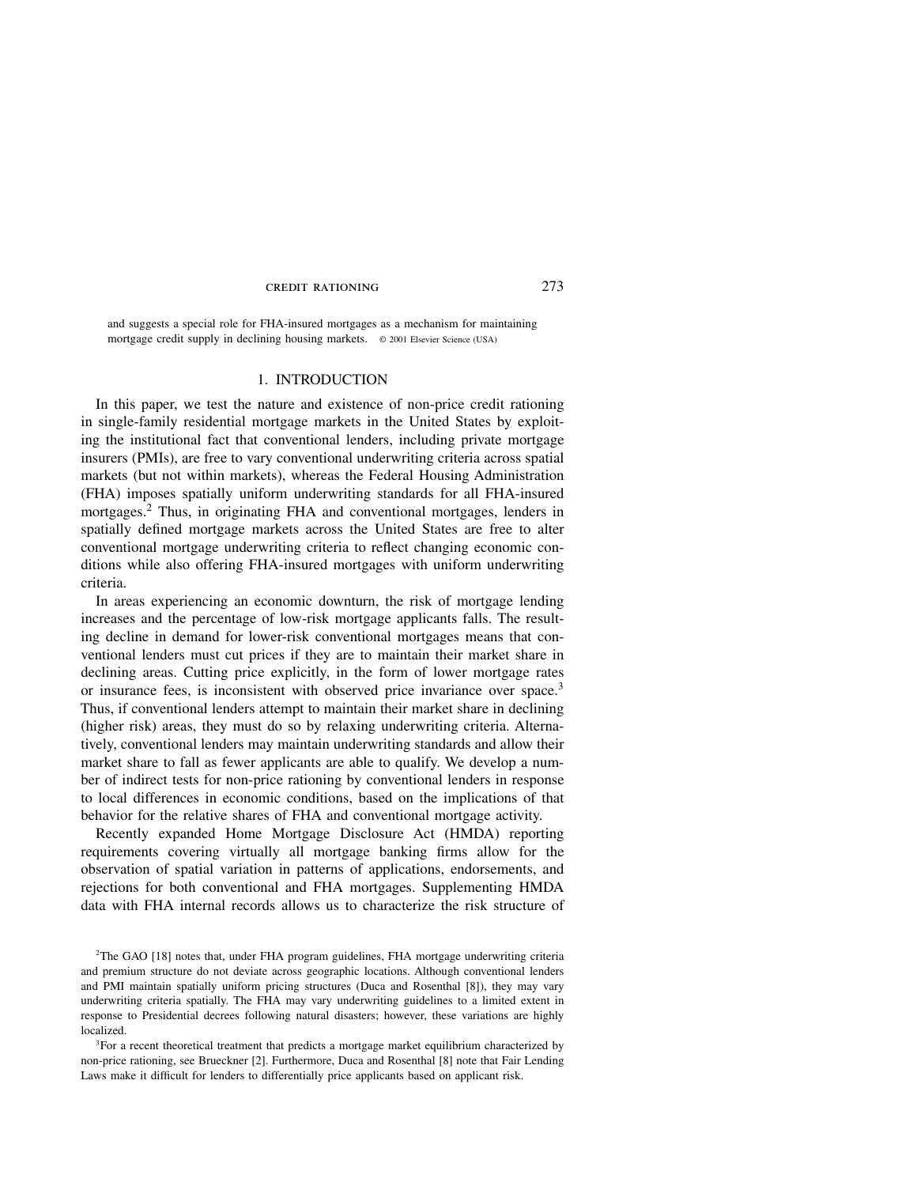and suggests a special role for FHA-insured mortgages as a mechanism for maintaining mortgage credit supply in declining housing markets. © 2001 Elsevier Science (USA)

## 1. INTRODUCTION

In this paper, we test the nature and existence of non-price credit rationing in single-family residential mortgage markets in the United States by exploiting the institutional fact that conventional lenders, including private mortgage insurers (PMIs), are free to vary conventional underwriting criteria across spatial markets (but not within markets), whereas the Federal Housing Administration (FHA) imposes spatially uniform underwriting standards for all FHA-insured mortgages.[2] Thus, in originating FHA and conventional mortgages, lenders in spatially defined mortgage markets across the United States are free to alter conventional mortgage underwriting criteria to reflect changing economic conditions while also offering FHA-insured mortgages with uniform underwriting criteria.

In areas experiencing an economic downturn, the risk of mortgage lending increases and the percentage of low-risk mortgage applicants falls. The resulting decline in demand for lower-risk conventional mortgages means that conventional lenders must cut prices if they are to maintain their market share in declining areas. Cutting price explicitly, in the form of lower mortgage rates or insurance fees, is inconsistent with observed price invariance over space.[3] Thus, if conventional lenders attempt to maintain their market share in declining (higher risk) areas, they must do so by relaxing underwriting criteria. Alternatively, conventional lenders may maintain underwriting standards and allow their market share to fall as fewer applicants are able to qualify. We develop a number of indirect tests for non-price rationing by conventional lenders in response to local differences in economic conditions, based on the implications of that behavior for the relative shares of FHA and conventional mortgage activity.

Recently expanded Home Mortgage Disclosure Act (HMDA) reporting requirements covering virtually all mortgage banking firms allow for the observation of spatial variation in patterns of applications, endorsements, and rejections for both conventional and FHA mortgages. Supplementing HMDA data with FHA internal records allows us to characterize the risk structure of

[2]The GAO [18] notes that, under FHA program guidelines, FHA mortgage underwriting criteria and premium structure do not deviate across geographic locations. Although conventional lenders and PMI maintain spatially uniform pricing structures (Duca and Rosenthal [8]), they may vary underwriting criteria spatially. The FHA may vary underwriting guidelines to a limited extent in response to Presidential decrees following natural disasters; however, these variations are highly localized.

[3]For a recent theoretical treatment that predicts a mortgage market equilibrium characterized by non-price rationing, see Brueckner [2]. Furthermore, Duca and Rosenthal [8] note that Fair Lending Laws make it difficult for lenders to differentially price applicants based on applicant risk.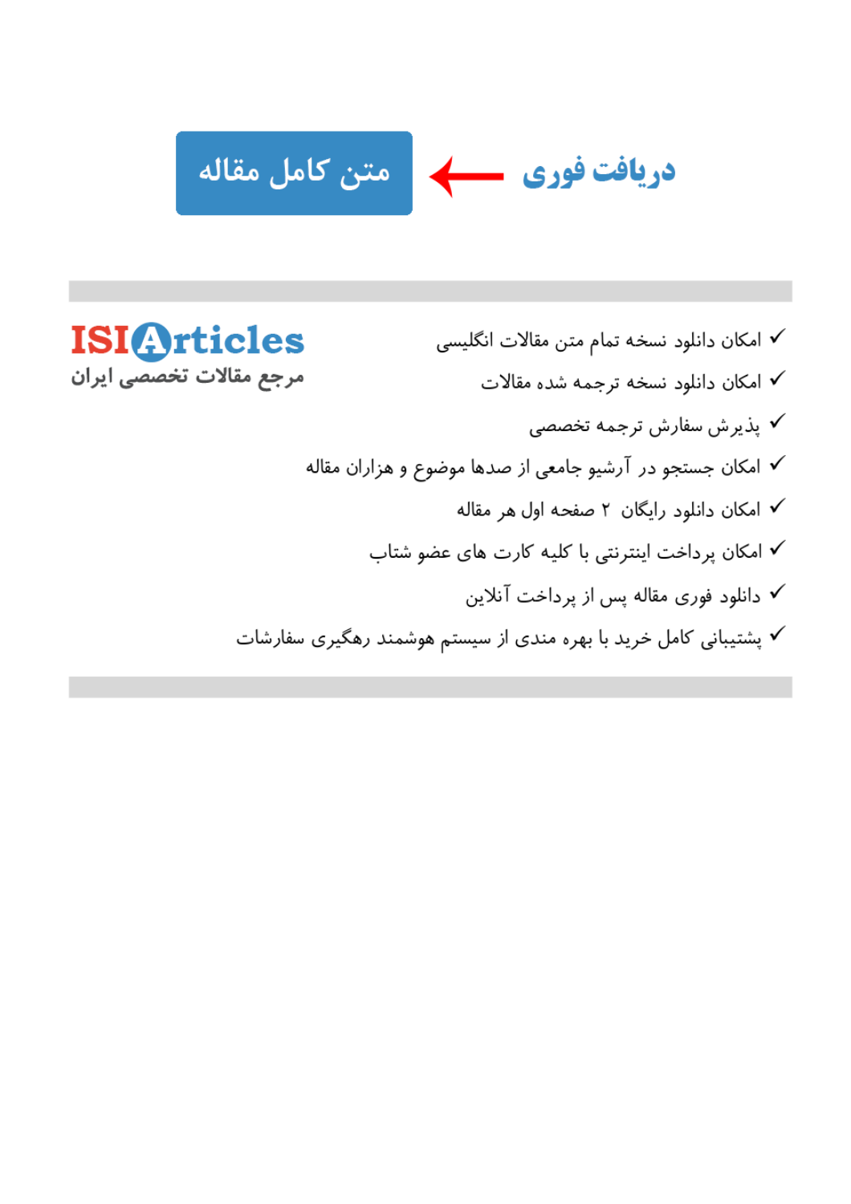دریافت فوری ← متن کامل مقاله

**ISIArticles**
مرجع مقالات تخصصی ایران

- ✓ امکان دانلود نسخه تمام متن مقالات انگلیسی
- ✓ امکان دانلود نسخه ترجمه شده مقالات
- ✓ پذیرش سفارش ترجمه تخصصی
- ✓ امکان جستجو در آرشیو جامعی از صدها موضوع و هزاران مقاله
- ✓ امکان دانلود رایگان ۲ صفحه اول هر مقاله
- ✓ امکان پرداخت اینترنتی با کلیه کارت های عضو شتاب
- ✓ دانلود فوری مقاله پس از پرداخت آنلاین
- ✓ پشتیبانی کامل خرید با بهره مندی از سیستم هوشمند رهگیری سفارشات